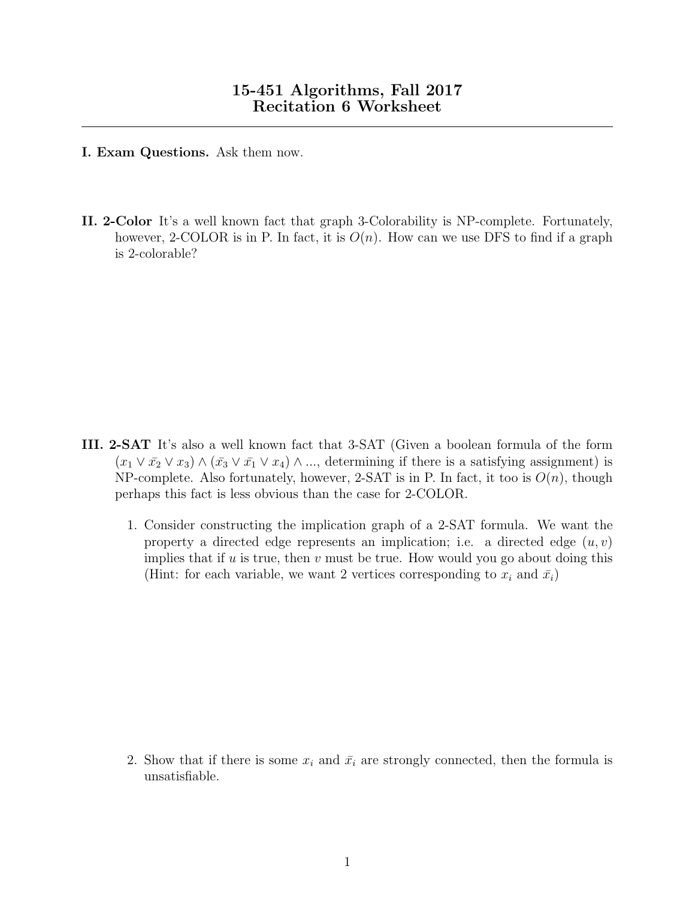# 15-451 Algorithms, Fall 2017
# Recitation 6 Worksheet

---

**I. Exam Questions.** Ask them now.

**II. 2-Color** It's a well known fact that graph 3-Colorability is NP-complete. Fortunately, however, 2-COLOR is in P. In fact, it is $O(n)$. How can we use DFS to find if a graph is 2-colorable?

**III. 2-SAT** It's also a well known fact that 3-SAT (Given a boolean formula of the form $(x_1 \vee \bar{x_2} \vee x_3) \wedge (\bar{x_3} \vee \bar{x_1} \vee x_4) \wedge ...$, determining if there is a satisfying assignment) is NP-complete. Also fortunately, however, 2-SAT is in P. In fact, it too is $O(n)$, though perhaps this fact is less obvious than the case for 2-COLOR.

1. Consider constructing the implication graph of a 2-SAT formula. We want the property a directed edge represents an implication; i.e. a directed edge $(u, v)$ implies that if $u$ is true, then $v$ must be true. How would you go about doing this (Hint: for each variable, we want 2 vertices corresponding to $x_i$ and $\bar{x_i}$)

2. Show that if there is some $x_i$ and $\bar{x_i}$ are strongly connected, then the formula is unsatisfiable.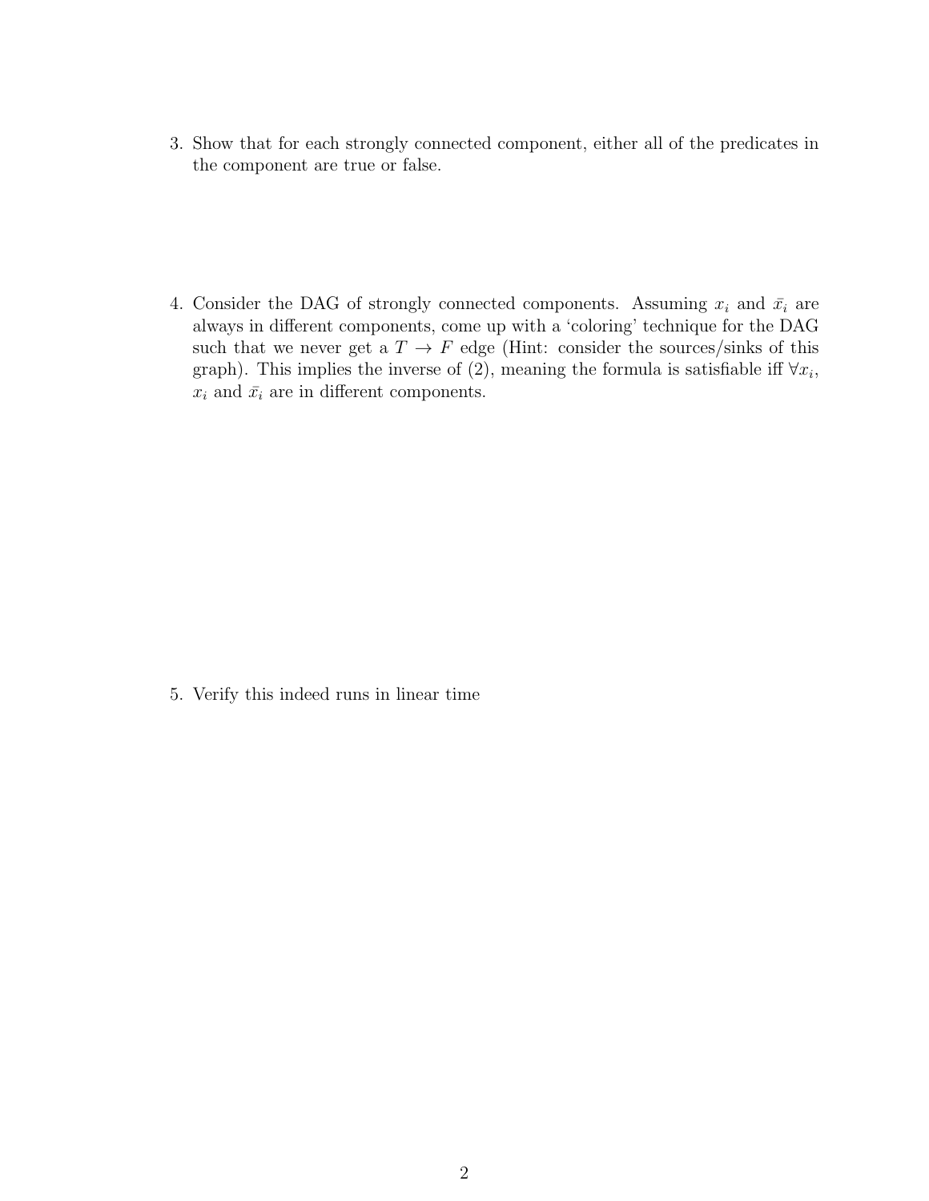3. Show that for each strongly connected component, either all of the predicates in the component are true or false.

4. Consider the DAG of strongly connected components. Assuming $x_i$ and $\bar{x}_i$ are always in different components, come up with a 'coloring' technique for the DAG such that we never get a $T \to F$ edge (Hint: consider the sources/sinks of this graph). This implies the inverse of (2), meaning the formula is satisfiable iff $\forall x_i$, $x_i$ and $\bar{x}_i$ are in different components.

5. Verify this indeed runs in linear time